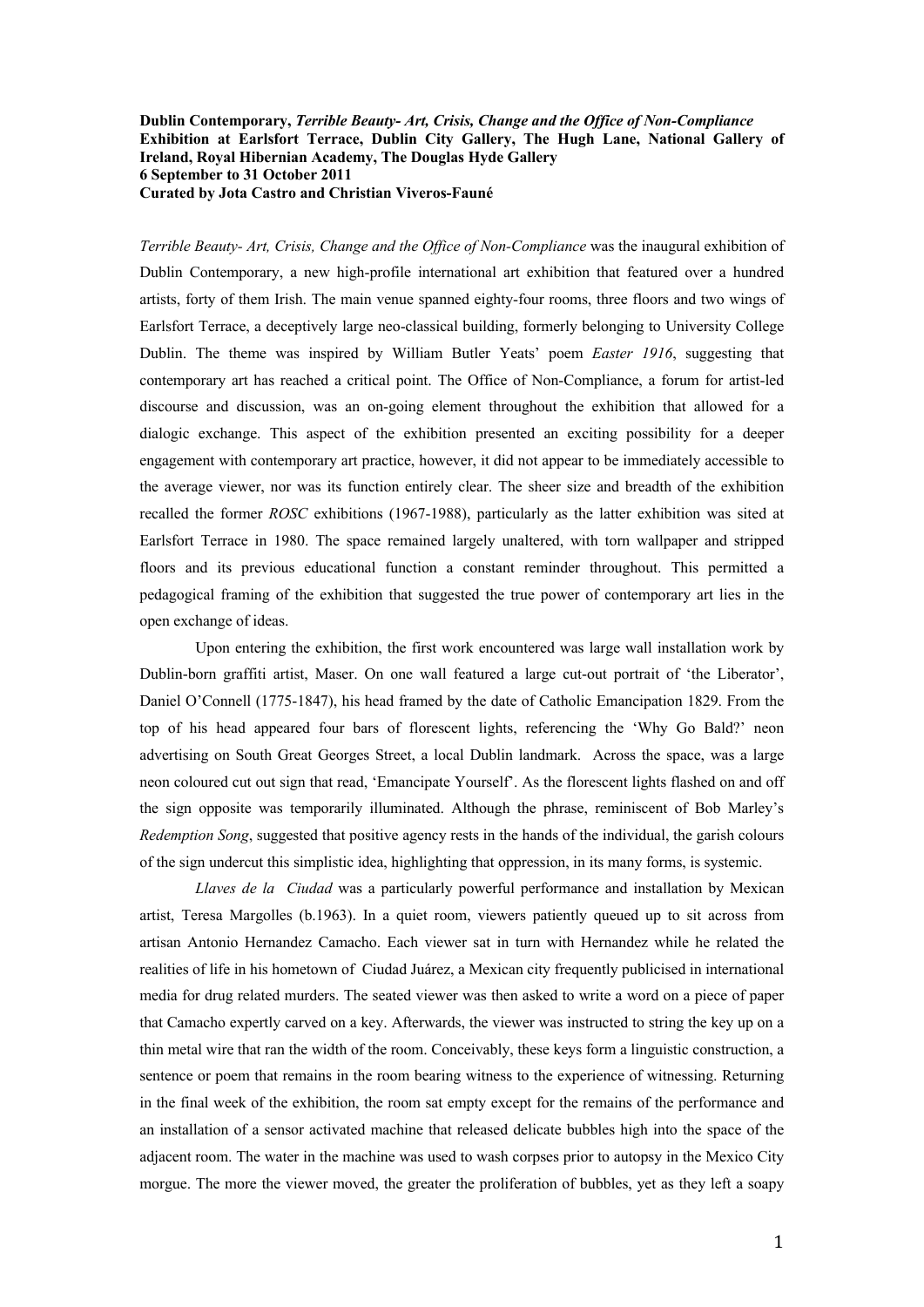**Dublin Contemporary, *Terrible Beauty- Art, Crisis, Change and the Office of Non-Compliance***
**Exhibition at Earlsfort Terrace, Dublin City Gallery, The Hugh Lane, National Gallery of Ireland, Royal Hibernian Academy, The Douglas Hyde Gallery**
**6 September to 31 October 2011**
**Curated by Jota Castro and Christian Viveros-Fauné**

*Terrible Beauty- Art, Crisis, Change and the Office of Non-Compliance* was the inaugural exhibition of Dublin Contemporary, a new high-profile international art exhibition that featured over a hundred artists, forty of them Irish. The main venue spanned eighty-four rooms, three floors and two wings of Earlsfort Terrace, a deceptively large neo-classical building, formerly belonging to University College Dublin. The theme was inspired by William Butler Yeats' poem *Easter 1916*, suggesting that contemporary art has reached a critical point. The Office of Non-Compliance, a forum for artist-led discourse and discussion, was an on-going element throughout the exhibition that allowed for a dialogic exchange. This aspect of the exhibition presented an exciting possibility for a deeper engagement with contemporary art practice, however, it did not appear to be immediately accessible to the average viewer, nor was its function entirely clear. The sheer size and breadth of the exhibition recalled the former *ROSC* exhibitions (1967-1988), particularly as the latter exhibition was sited at Earlsfort Terrace in 1980. The space remained largely unaltered, with torn wallpaper and stripped floors and its previous educational function a constant reminder throughout. This permitted a pedagogical framing of the exhibition that suggested the true power of contemporary art lies in the open exchange of ideas.

Upon entering the exhibition, the first work encountered was large wall installation work by Dublin-born graffiti artist, Maser. On one wall featured a large cut-out portrait of 'the Liberator', Daniel O'Connell (1775-1847), his head framed by the date of Catholic Emancipation 1829. From the top of his head appeared four bars of florescent lights, referencing the 'Why Go Bald?' neon advertising on South Great Georges Street, a local Dublin landmark. Across the space, was a large neon coloured cut out sign that read, 'Emancipate Yourself'. As the florescent lights flashed on and off the sign opposite was temporarily illuminated. Although the phrase, reminiscent of Bob Marley's *Redemption Song*, suggested that positive agency rests in the hands of the individual, the garish colours of the sign undercut this simplistic idea, highlighting that oppression, in its many forms, is systemic.

*Llaves de la Ciudad* was a particularly powerful performance and installation by Mexican artist, Teresa Margolles (b.1963). In a quiet room, viewers patiently queued up to sit across from artisan Antonio Hernandez Camacho. Each viewer sat in turn with Hernandez while he related the realities of life in his hometown of Ciudad Juárez, a Mexican city frequently publicised in international media for drug related murders. The seated viewer was then asked to write a word on a piece of paper that Camacho expertly carved on a key. Afterwards, the viewer was instructed to string the key up on a thin metal wire that ran the width of the room. Conceivably, these keys form a linguistic construction, a sentence or poem that remains in the room bearing witness to the experience of witnessing. Returning in the final week of the exhibition, the room sat empty except for the remains of the performance and an installation of a sensor activated machine that released delicate bubbles high into the space of the adjacent room. The water in the machine was used to wash corpses prior to autopsy in the Mexico City morgue. The more the viewer moved, the greater the proliferation of bubbles, yet as they left a soapy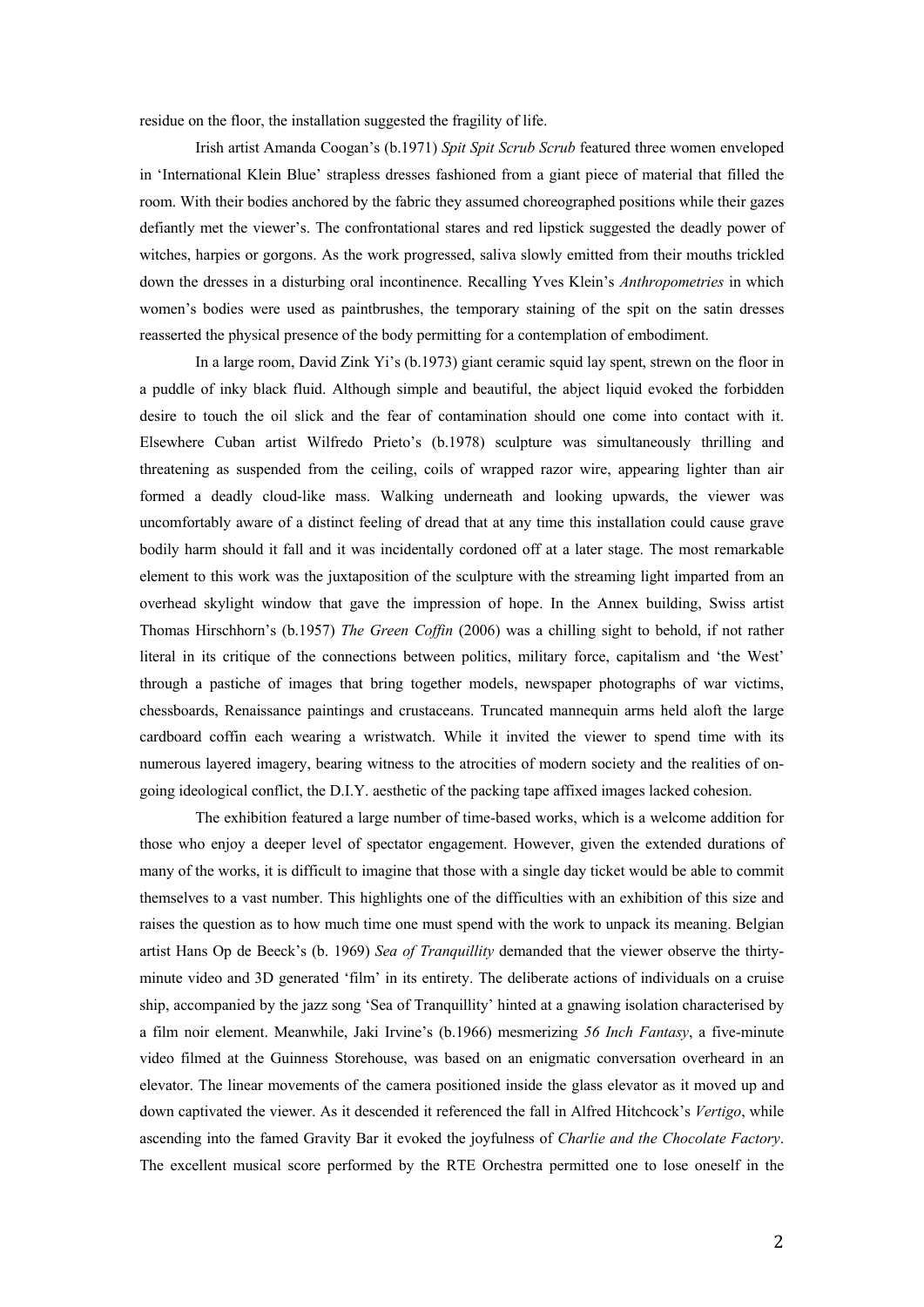residue on the floor, the installation suggested the fragility of life.

Irish artist Amanda Coogan's (b.1971) *Spit Spit Scrub Scrub* featured three women enveloped in 'International Klein Blue' strapless dresses fashioned from a giant piece of material that filled the room. With their bodies anchored by the fabric they assumed choreographed positions while their gazes defiantly met the viewer's. The confrontational stares and red lipstick suggested the deadly power of witches, harpies or gorgons. As the work progressed, saliva slowly emitted from their mouths trickled down the dresses in a disturbing oral incontinence. Recalling Yves Klein's *Anthropometries* in which women's bodies were used as paintbrushes, the temporary staining of the spit on the satin dresses reasserted the physical presence of the body permitting for a contemplation of embodiment.

In a large room, David Zink Yi's (b.1973) giant ceramic squid lay spent, strewn on the floor in a puddle of inky black fluid. Although simple and beautiful, the abject liquid evoked the forbidden desire to touch the oil slick and the fear of contamination should one come into contact with it. Elsewhere Cuban artist Wilfredo Prieto's (b.1978) sculpture was simultaneously thrilling and threatening as suspended from the ceiling, coils of wrapped razor wire, appearing lighter than air formed a deadly cloud-like mass. Walking underneath and looking upwards, the viewer was uncomfortably aware of a distinct feeling of dread that at any time this installation could cause grave bodily harm should it fall and it was incidentally cordoned off at a later stage. The most remarkable element to this work was the juxtaposition of the sculpture with the streaming light imparted from an overhead skylight window that gave the impression of hope. In the Annex building, Swiss artist Thomas Hirschhorn's (b.1957) *The Green Coffin* (2006) was a chilling sight to behold, if not rather literal in its critique of the connections between politics, military force, capitalism and 'the West' through a pastiche of images that bring together models, newspaper photographs of war victims, chessboards, Renaissance paintings and crustaceans. Truncated mannequin arms held aloft the large cardboard coffin each wearing a wristwatch. While it invited the viewer to spend time with its numerous layered imagery, bearing witness to the atrocities of modern society and the realities of on-going ideological conflict, the D.I.Y. aesthetic of the packing tape affixed images lacked cohesion.

The exhibition featured a large number of time-based works, which is a welcome addition for those who enjoy a deeper level of spectator engagement. However, given the extended durations of many of the works, it is difficult to imagine that those with a single day ticket would be able to commit themselves to a vast number. This highlights one of the difficulties with an exhibition of this size and raises the question as to how much time one must spend with the work to unpack its meaning. Belgian artist Hans Op de Beeck's (b. 1969) *Sea of Tranquillity* demanded that the viewer observe the thirty-minute video and 3D generated 'film' in its entirety. The deliberate actions of individuals on a cruise ship, accompanied by the jazz song 'Sea of Tranquillity' hinted at a gnawing isolation characterised by a film noir element. Meanwhile, Jaki Irvine's (b.1966) mesmerizing *56 Inch Fantasy*, a five-minute video filmed at the Guinness Storehouse, was based on an enigmatic conversation overheard in an elevator. The linear movements of the camera positioned inside the glass elevator as it moved up and down captivated the viewer. As it descended it referenced the fall in Alfred Hitchcock's *Vertigo*, while ascending into the famed Gravity Bar it evoked the joyfulness of *Charlie and the Chocolate Factory*. The excellent musical score performed by the RTE Orchestra permitted one to lose oneself in the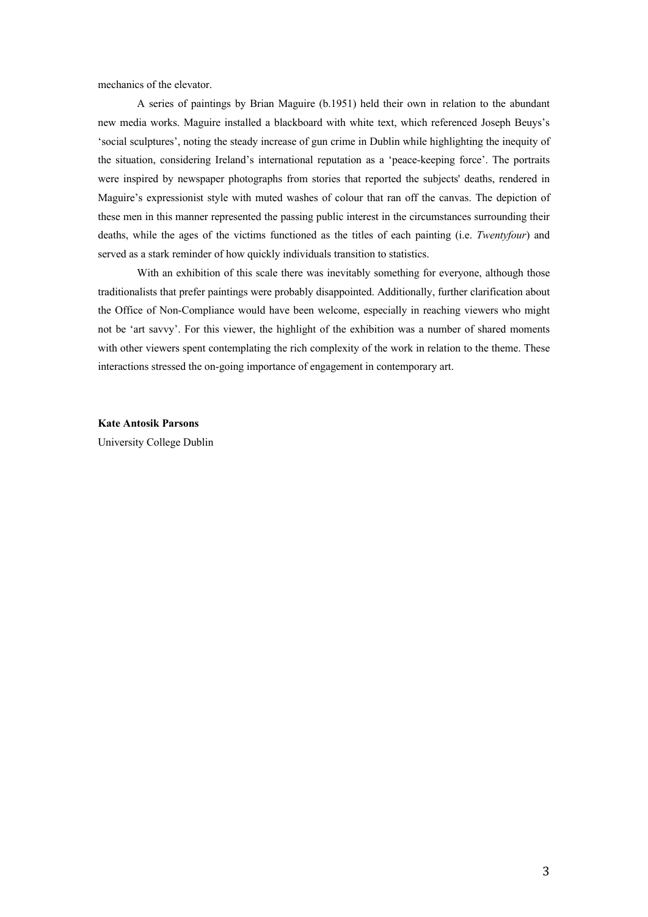mechanics of the elevator.

A series of paintings by Brian Maguire (b.1951) held their own in relation to the abundant new media works. Maguire installed a blackboard with white text, which referenced Joseph Beuys's 'social sculptures', noting the steady increase of gun crime in Dublin while highlighting the inequity of the situation, considering Ireland's international reputation as a 'peace-keeping force'. The portraits were inspired by newspaper photographs from stories that reported the subjects' deaths, rendered in Maguire's expressionist style with muted washes of colour that ran off the canvas. The depiction of these men in this manner represented the passing public interest in the circumstances surrounding their deaths, while the ages of the victims functioned as the titles of each painting (i.e. *Twentyfour*) and served as a stark reminder of how quickly individuals transition to statistics.

With an exhibition of this scale there was inevitably something for everyone, although those traditionalists that prefer paintings were probably disappointed. Additionally, further clarification about the Office of Non-Compliance would have been welcome, especially in reaching viewers who might not be 'art savvy'. For this viewer, the highlight of the exhibition was a number of shared moments with other viewers spent contemplating the rich complexity of the work in relation to the theme. These interactions stressed the on-going importance of engagement in contemporary art.

**Kate Antosik Parsons**
University College Dublin